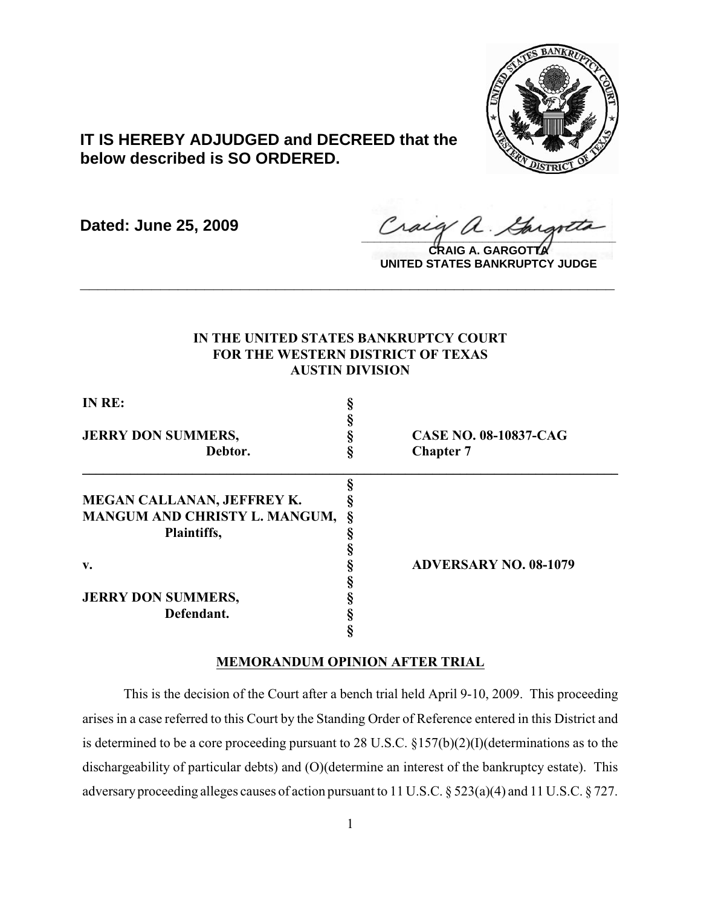**IT IS HEREBY ADJUDGED and DECREED that the below described is SO ORDERED.**

**Dated: June 25, 2009**

**CRAIG A. GARGOTTA**
**UNITED STATES BANKRUPTCY JUDGE**

---

**IN THE UNITED STATES BANKRUPTCY COURT**
**FOR THE WESTERN DISTRICT OF TEXAS**
**AUSTIN DIVISION**

| | | |
|---|---|---|
| **IN RE:** | § | |
| | § | |
| **JERRY DON SUMMERS,** | § | **CASE NO. 08-10837-CAG** |
| **Debtor.** | § | **Chapter 7** |

| | | |
|---|---|---|
| | § | |
| **MEGAN CALLANAN, JEFFREY K.** | § | |
| **MANGUM AND CHRISTY L. MANGUM,** | § | |
| **Plaintiffs,** | § | |
| | § | |
| **v.** | § | **ADVERSARY NO. 08-1079** |
| | § | |
| **JERRY DON SUMMERS,** | § | |
| **Defendant.** | § | |
| | § | |

**MEMORANDUM OPINION AFTER TRIAL**

This is the decision of the Court after a bench trial held April 9-10, 2009. This proceeding arises in a case referred to this Court by the Standing Order of Reference entered in this District and is determined to be a core proceeding pursuant to 28 U.S.C. §157(b)(2)(I)(determinations as to the dischargeability of particular debts) and (O)(determine an interest of the bankruptcy estate). This adversary proceeding alleges causes of action pursuant to 11 U.S.C. § 523(a)(4) and 11 U.S.C. § 727.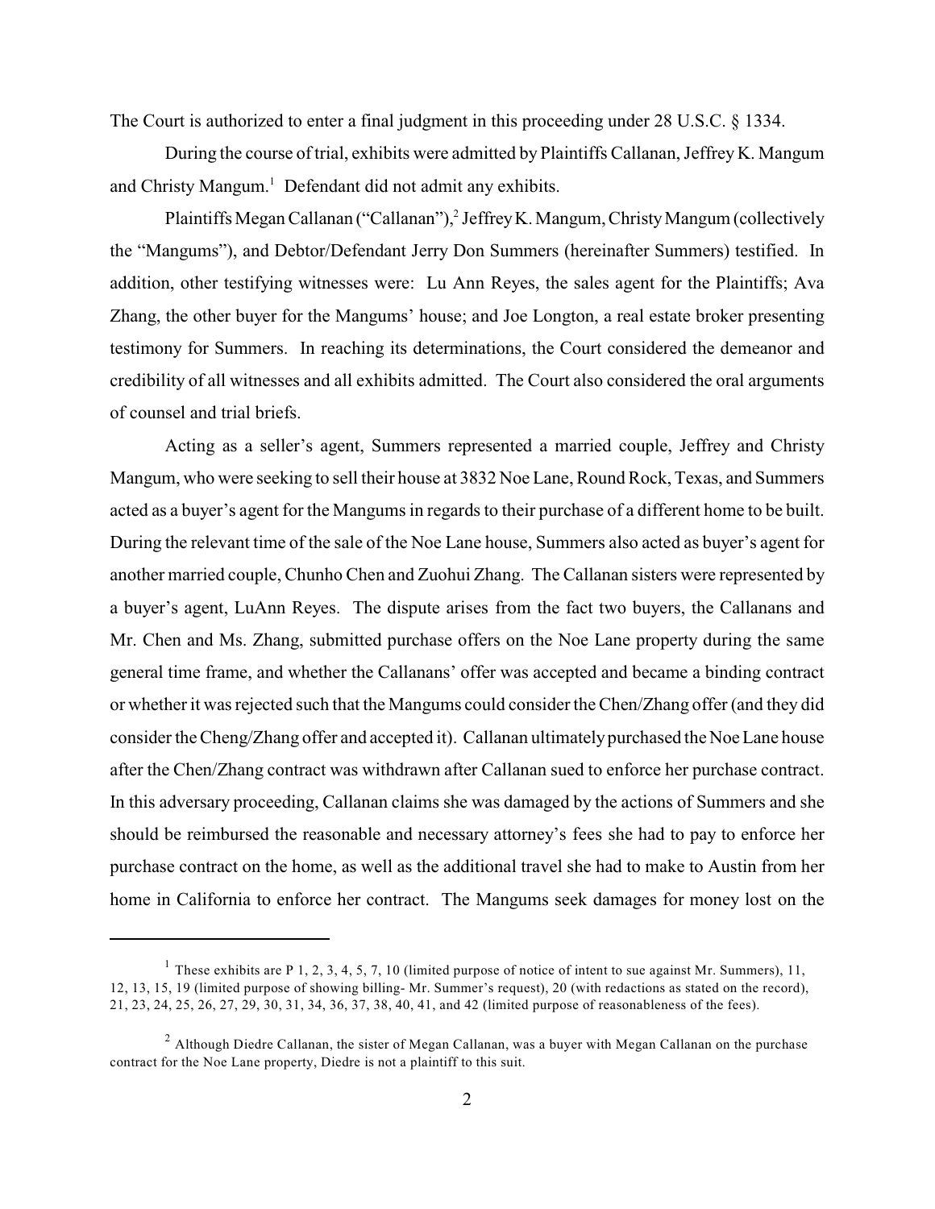The Court is authorized to enter a final judgment in this proceeding under 28 U.S.C. § 1334.

During the course of trial, exhibits were admitted by Plaintiffs Callanan, Jeffrey K. Mangum and Christy Mangum.[1] Defendant did not admit any exhibits.

Plaintiffs Megan Callanan ("Callanan"),[2] Jeffrey K. Mangum, Christy Mangum (collectively the "Mangums"), and Debtor/Defendant Jerry Don Summers (hereinafter Summers) testified. In addition, other testifying witnesses were: Lu Ann Reyes, the sales agent for the Plaintiffs; Ava Zhang, the other buyer for the Mangums' house; and Joe Longton, a real estate broker presenting testimony for Summers. In reaching its determinations, the Court considered the demeanor and credibility of all witnesses and all exhibits admitted. The Court also considered the oral arguments of counsel and trial briefs.

Acting as a seller's agent, Summers represented a married couple, Jeffrey and Christy Mangum, who were seeking to sell their house at 3832 Noe Lane, Round Rock, Texas, and Summers acted as a buyer's agent for the Mangums in regards to their purchase of a different home to be built. During the relevant time of the sale of the Noe Lane house, Summers also acted as buyer's agent for another married couple, Chunho Chen and Zuohui Zhang. The Callanan sisters were represented by a buyer's agent, LuAnn Reyes. The dispute arises from the fact two buyers, the Callanans and Mr. Chen and Ms. Zhang, submitted purchase offers on the Noe Lane property during the same general time frame, and whether the Callanans' offer was accepted and became a binding contract or whether it was rejected such that the Mangums could consider the Chen/Zhang offer (and they did consider the Cheng/Zhang offer and accepted it). Callanan ultimately purchased the Noe Lane house after the Chen/Zhang contract was withdrawn after Callanan sued to enforce her purchase contract. In this adversary proceeding, Callanan claims she was damaged by the actions of Summers and she should be reimbursed the reasonable and necessary attorney's fees she had to pay to enforce her purchase contract on the home, as well as the additional travel she had to make to Austin from her home in California to enforce her contract. The Mangums seek damages for money lost on the

---

[1] These exhibits are P 1, 2, 3, 4, 5, 7, 10 (limited purpose of notice of intent to sue against Mr. Summers), 11, 12, 13, 15, 19 (limited purpose of showing billing- Mr. Summer's request), 20 (with redactions as stated on the record), 21, 23, 24, 25, 26, 27, 29, 30, 31, 34, 36, 37, 38, 40, 41, and 42 (limited purpose of reasonableness of the fees).

[2] Although Diedre Callanan, the sister of Megan Callanan, was a buyer with Megan Callanan on the purchase contract for the Noe Lane property, Diedre is not a plaintiff to this suit.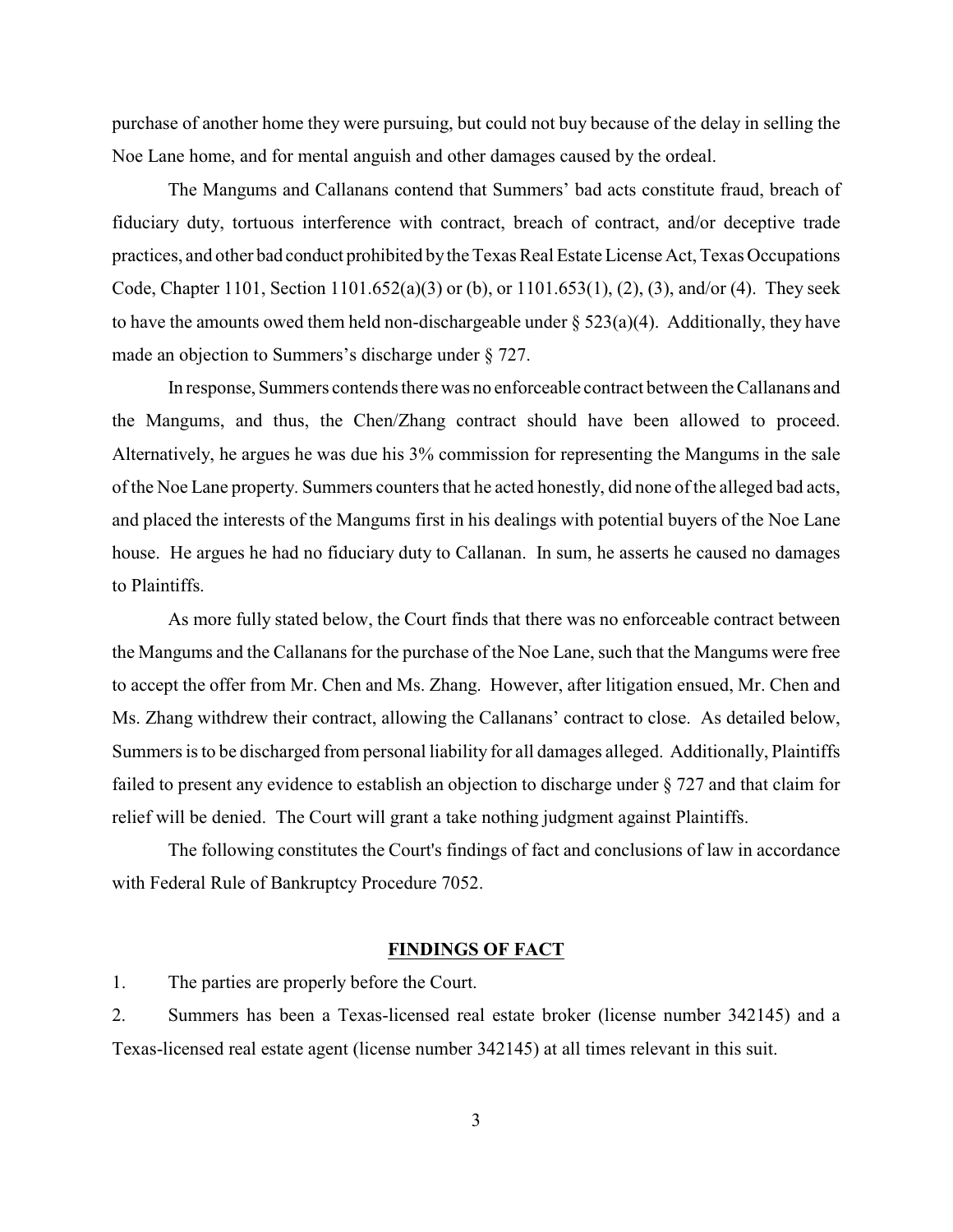purchase of another home they were pursuing, but could not buy because of the delay in selling the Noe Lane home, and for mental anguish and other damages caused by the ordeal.

The Mangums and Callanans contend that Summers' bad acts constitute fraud, breach of fiduciary duty, tortuous interference with contract, breach of contract, and/or deceptive trade practices, and other bad conduct prohibited by the Texas Real Estate License Act, Texas Occupations Code, Chapter 1101, Section 1101.652(a)(3) or (b), or 1101.653(1), (2), (3), and/or (4). They seek to have the amounts owed them held non-dischargeable under § 523(a)(4). Additionally, they have made an objection to Summers's discharge under § 727.

In response, Summers contends there was no enforceable contract between the Callanans and the Mangums, and thus, the Chen/Zhang contract should have been allowed to proceed. Alternatively, he argues he was due his 3% commission for representing the Mangums in the sale of the Noe Lane property. Summers counters that he acted honestly, did none of the alleged bad acts, and placed the interests of the Mangums first in his dealings with potential buyers of the Noe Lane house. He argues he had no fiduciary duty to Callanan. In sum, he asserts he caused no damages to Plaintiffs.

As more fully stated below, the Court finds that there was no enforceable contract between the Mangums and the Callanans for the purchase of the Noe Lane, such that the Mangums were free to accept the offer from Mr. Chen and Ms. Zhang. However, after litigation ensued, Mr. Chen and Ms. Zhang withdrew their contract, allowing the Callanans' contract to close. As detailed below, Summers is to be discharged from personal liability for all damages alleged. Additionally, Plaintiffs failed to present any evidence to establish an objection to discharge under § 727 and that claim for relief will be denied. The Court will grant a take nothing judgment against Plaintiffs.

The following constitutes the Court's findings of fact and conclusions of law in accordance with Federal Rule of Bankruptcy Procedure 7052.

## FINDINGS OF FACT

1. The parties are properly before the Court.

2. Summers has been a Texas-licensed real estate broker (license number 342145) and a Texas-licensed real estate agent (license number 342145) at all times relevant in this suit.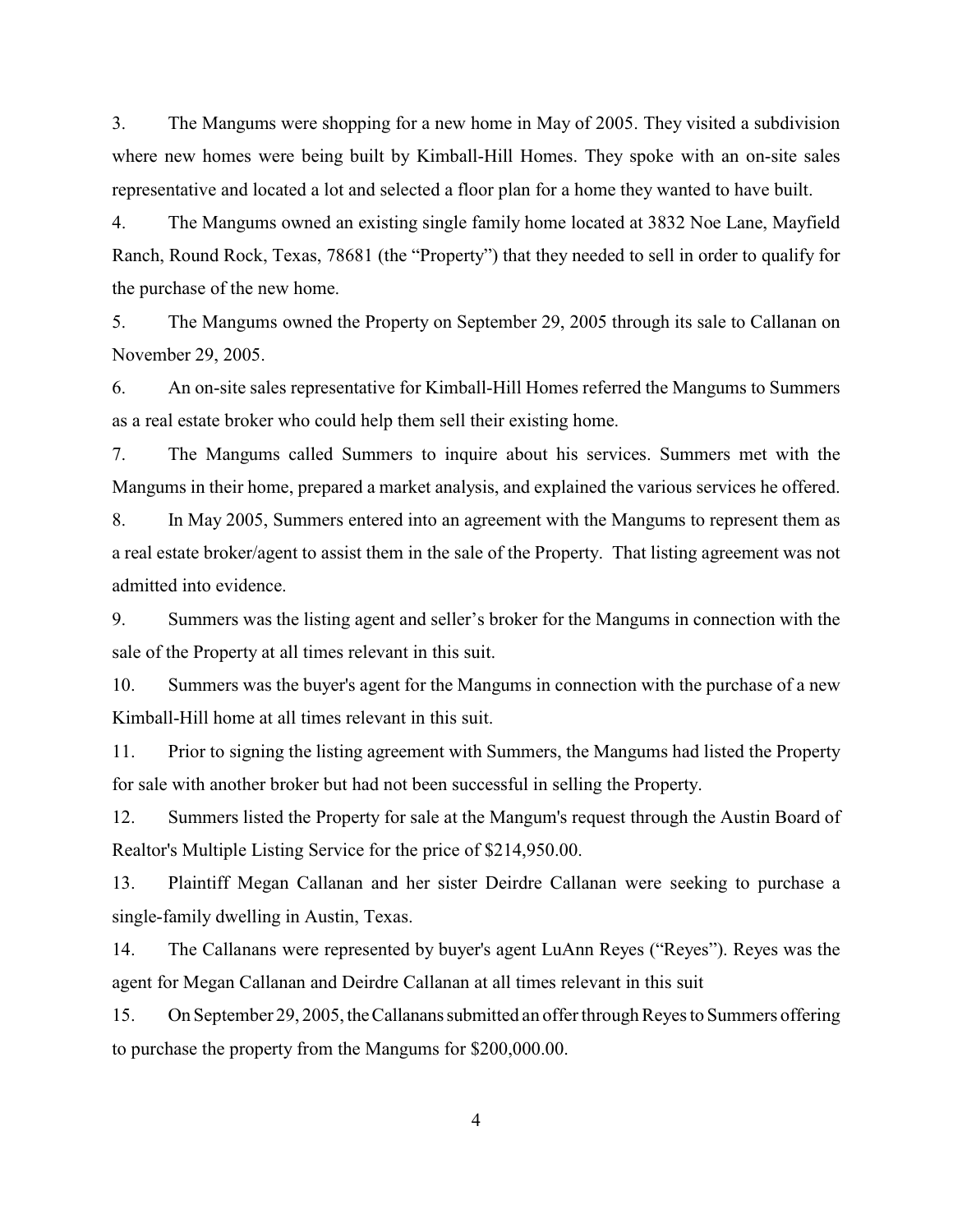3. The Mangums were shopping for a new home in May of 2005. They visited a subdivision where new homes were being built by Kimball-Hill Homes. They spoke with an on-site sales representative and located a lot and selected a floor plan for a home they wanted to have built.

4. The Mangums owned an existing single family home located at 3832 Noe Lane, Mayfield Ranch, Round Rock, Texas, 78681 (the "Property") that they needed to sell in order to qualify for the purchase of the new home.

5. The Mangums owned the Property on September 29, 2005 through its sale to Callanan on November 29, 2005.

6. An on-site sales representative for Kimball-Hill Homes referred the Mangums to Summers as a real estate broker who could help them sell their existing home.

7. The Mangums called Summers to inquire about his services. Summers met with the Mangums in their home, prepared a market analysis, and explained the various services he offered.

8. In May 2005, Summers entered into an agreement with the Mangums to represent them as a real estate broker/agent to assist them in the sale of the Property. That listing agreement was not admitted into evidence.

9. Summers was the listing agent and seller's broker for the Mangums in connection with the sale of the Property at all times relevant in this suit.

10. Summers was the buyer's agent for the Mangums in connection with the purchase of a new Kimball-Hill home at all times relevant in this suit.

11. Prior to signing the listing agreement with Summers, the Mangums had listed the Property for sale with another broker but had not been successful in selling the Property.

12. Summers listed the Property for sale at the Mangum's request through the Austin Board of Realtor's Multiple Listing Service for the price of $214,950.00.

13. Plaintiff Megan Callanan and her sister Deirdre Callanan were seeking to purchase a single-family dwelling in Austin, Texas.

14. The Callanans were represented by buyer's agent LuAnn Reyes ("Reyes"). Reyes was the agent for Megan Callanan and Deirdre Callanan at all times relevant in this suit

15. On September 29, 2005, the Callanans submitted an offer through Reyes to Summers offering to purchase the property from the Mangums for $200,000.00.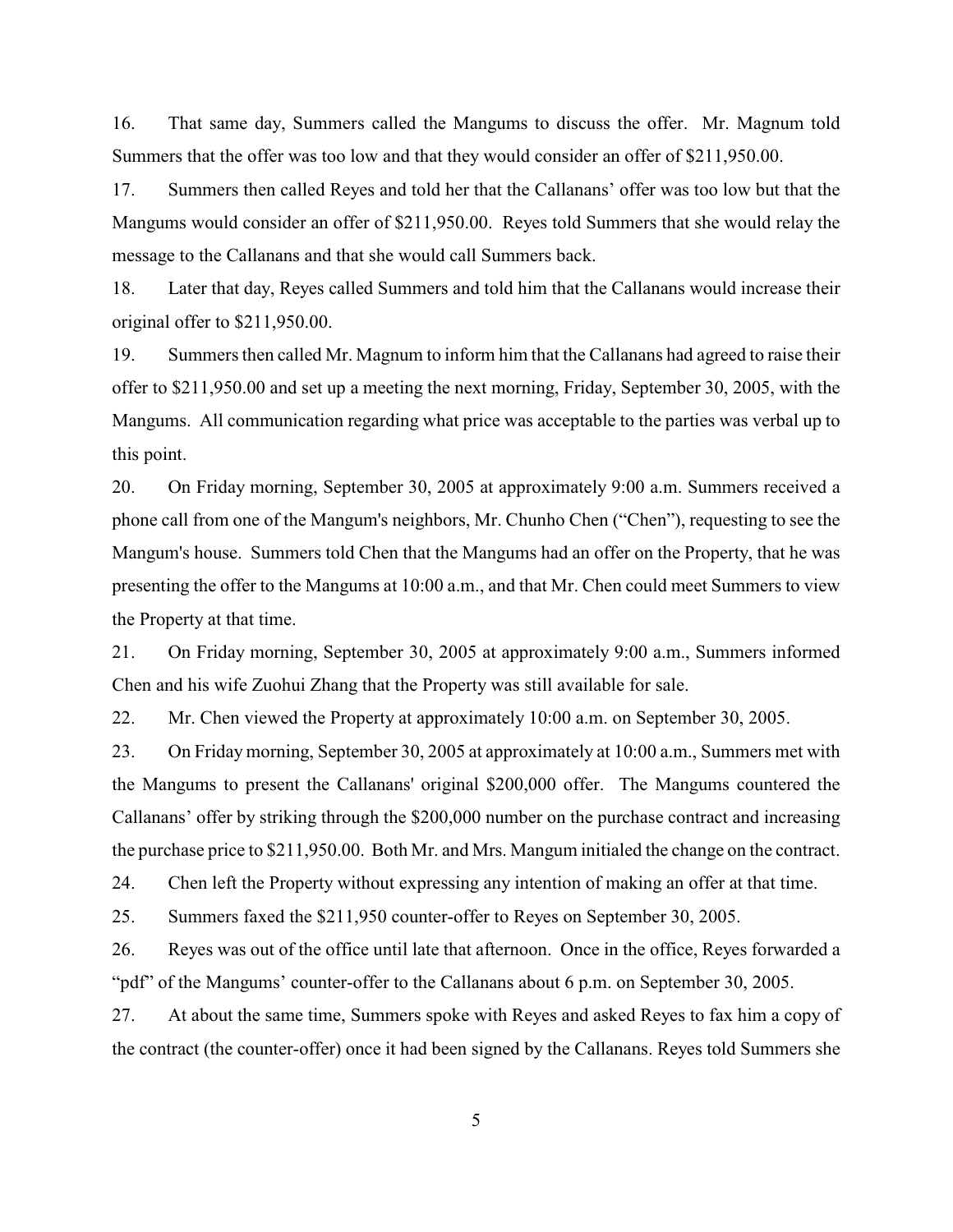16. That same day, Summers called the Mangums to discuss the offer. Mr. Magnum told Summers that the offer was too low and that they would consider an offer of $211,950.00.

17. Summers then called Reyes and told her that the Callanans' offer was too low but that the Mangums would consider an offer of $211,950.00. Reyes told Summers that she would relay the message to the Callanans and that she would call Summers back.

18. Later that day, Reyes called Summers and told him that the Callanans would increase their original offer to $211,950.00.

19. Summers then called Mr. Magnum to inform him that the Callanans had agreed to raise their offer to $211,950.00 and set up a meeting the next morning, Friday, September 30, 2005, with the Mangums. All communication regarding what price was acceptable to the parties was verbal up to this point.

20. On Friday morning, September 30, 2005 at approximately 9:00 a.m. Summers received a phone call from one of the Mangum's neighbors, Mr. Chunho Chen ("Chen"), requesting to see the Mangum's house. Summers told Chen that the Mangums had an offer on the Property, that he was presenting the offer to the Mangums at 10:00 a.m., and that Mr. Chen could meet Summers to view the Property at that time.

21. On Friday morning, September 30, 2005 at approximately 9:00 a.m., Summers informed Chen and his wife Zuohui Zhang that the Property was still available for sale.

22. Mr. Chen viewed the Property at approximately 10:00 a.m. on September 30, 2005.

23. On Friday morning, September 30, 2005 at approximately at 10:00 a.m., Summers met with the Mangums to present the Callanans' original $200,000 offer. The Mangums countered the Callanans' offer by striking through the $200,000 number on the purchase contract and increasing the purchase price to $211,950.00. Both Mr. and Mrs. Mangum initialed the change on the contract.

24. Chen left the Property without expressing any intention of making an offer at that time.

25. Summers faxed the $211,950 counter-offer to Reyes on September 30, 2005.

26. Reyes was out of the office until late that afternoon. Once in the office, Reyes forwarded a "pdf" of the Mangums' counter-offer to the Callanans about 6 p.m. on September 30, 2005.

27. At about the same time, Summers spoke with Reyes and asked Reyes to fax him a copy of the contract (the counter-offer) once it had been signed by the Callanans. Reyes told Summers she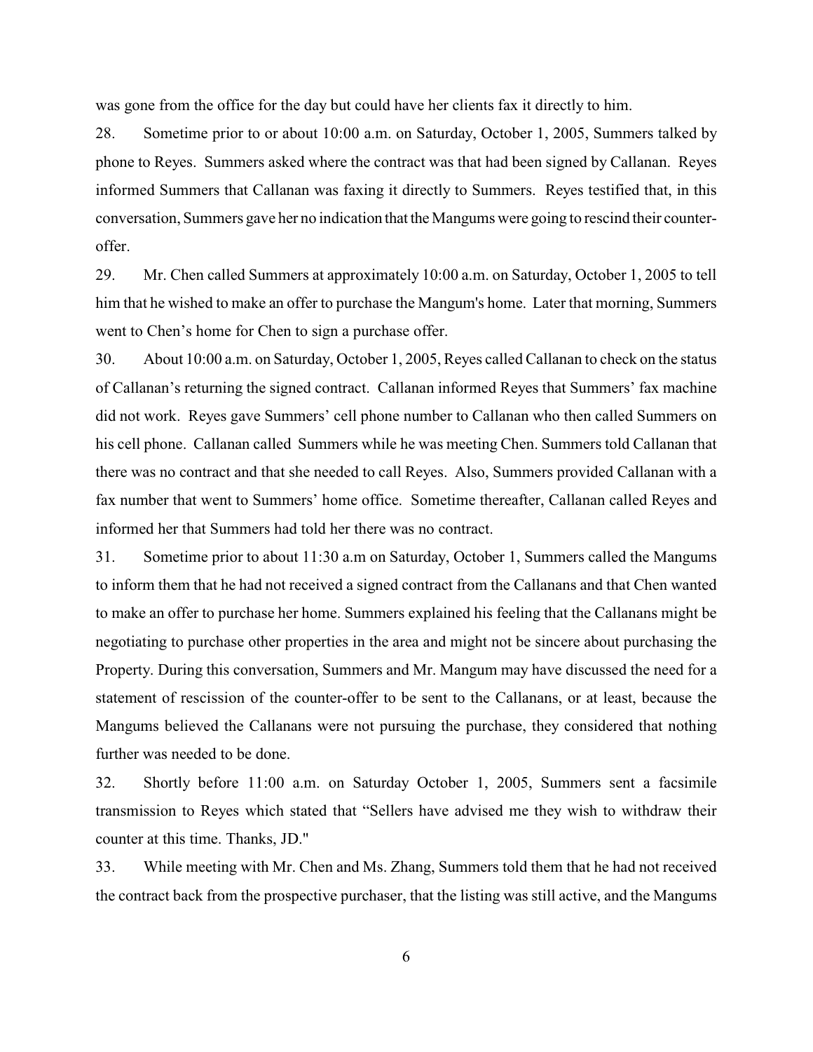was gone from the office for the day but could have her clients fax it directly to him.

28. Sometime prior to or about 10:00 a.m. on Saturday, October 1, 2005, Summers talked by phone to Reyes. Summers asked where the contract was that had been signed by Callanan. Reyes informed Summers that Callanan was faxing it directly to Summers. Reyes testified that, in this conversation, Summers gave her no indication that the Mangums were going to rescind their counter-offer.

29. Mr. Chen called Summers at approximately 10:00 a.m. on Saturday, October 1, 2005 to tell him that he wished to make an offer to purchase the Mangum's home. Later that morning, Summers went to Chen's home for Chen to sign a purchase offer.

30. About 10:00 a.m. on Saturday, October 1, 2005, Reyes called Callanan to check on the status of Callanan's returning the signed contract. Callanan informed Reyes that Summers' fax machine did not work. Reyes gave Summers' cell phone number to Callanan who then called Summers on his cell phone. Callanan called Summers while he was meeting Chen. Summers told Callanan that there was no contract and that she needed to call Reyes. Also, Summers provided Callanan with a fax number that went to Summers' home office. Sometime thereafter, Callanan called Reyes and informed her that Summers had told her there was no contract.

31. Sometime prior to about 11:30 a.m on Saturday, October 1, Summers called the Mangums to inform them that he had not received a signed contract from the Callanans and that Chen wanted to make an offer to purchase her home. Summers explained his feeling that the Callanans might be negotiating to purchase other properties in the area and might not be sincere about purchasing the Property. During this conversation, Summers and Mr. Mangum may have discussed the need for a statement of rescission of the counter-offer to be sent to the Callanans, or at least, because the Mangums believed the Callanans were not pursuing the purchase, they considered that nothing further was needed to be done.

32. Shortly before 11:00 a.m. on Saturday October 1, 2005, Summers sent a facsimile transmission to Reyes which stated that "Sellers have advised me they wish to withdraw their counter at this time. Thanks, JD."

33. While meeting with Mr. Chen and Ms. Zhang, Summers told them that he had not received the contract back from the prospective purchaser, that the listing was still active, and the Mangums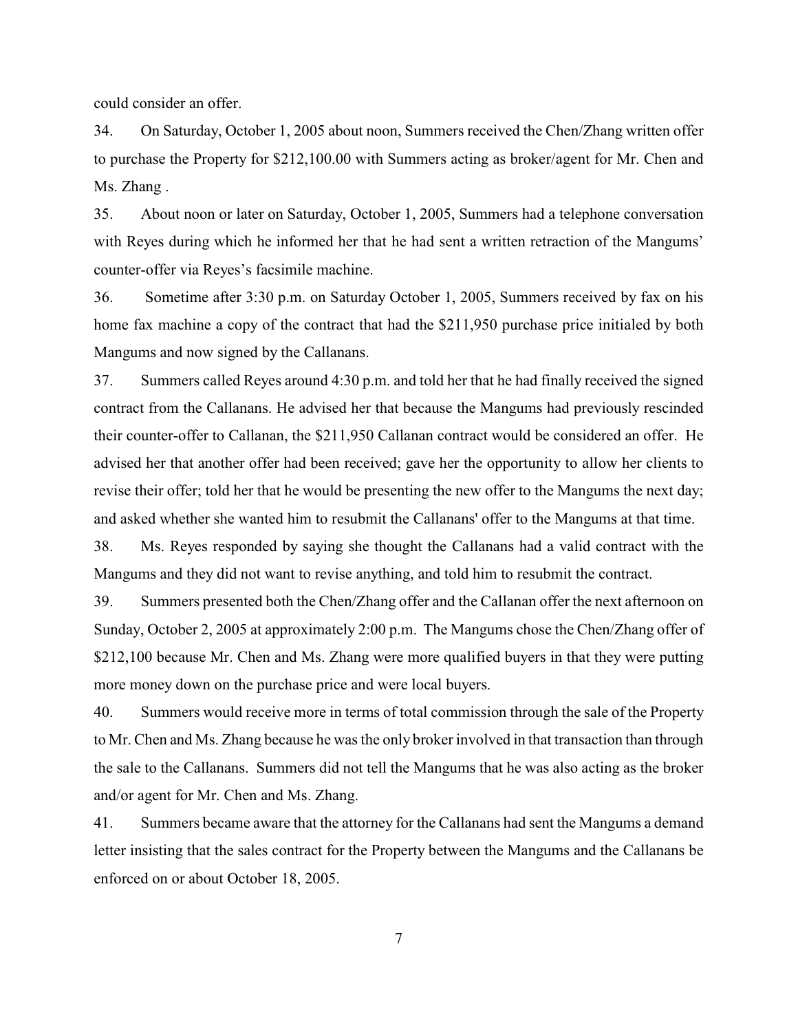could consider an offer.

34. On Saturday, October 1, 2005 about noon, Summers received the Chen/Zhang written offer to purchase the Property for $212,100.00 with Summers acting as broker/agent for Mr. Chen and Ms. Zhang .

35. About noon or later on Saturday, October 1, 2005, Summers had a telephone conversation with Reyes during which he informed her that he had sent a written retraction of the Mangums' counter-offer via Reyes's facsimile machine.

36. Sometime after 3:30 p.m. on Saturday October 1, 2005, Summers received by fax on his home fax machine a copy of the contract that had the $211,950 purchase price initialed by both Mangums and now signed by the Callanans.

37. Summers called Reyes around 4:30 p.m. and told her that he had finally received the signed contract from the Callanans. He advised her that because the Mangums had previously rescinded their counter-offer to Callanan, the $211,950 Callanan contract would be considered an offer. He advised her that another offer had been received; gave her the opportunity to allow her clients to revise their offer; told her that he would be presenting the new offer to the Mangums the next day; and asked whether she wanted him to resubmit the Callanans' offer to the Mangums at that time.

38. Ms. Reyes responded by saying she thought the Callanans had a valid contract with the Mangums and they did not want to revise anything, and told him to resubmit the contract.

39. Summers presented both the Chen/Zhang offer and the Callanan offer the next afternoon on Sunday, October 2, 2005 at approximately 2:00 p.m. The Mangums chose the Chen/Zhang offer of $212,100 because Mr. Chen and Ms. Zhang were more qualified buyers in that they were putting more money down on the purchase price and were local buyers.

40. Summers would receive more in terms of total commission through the sale of the Property to Mr. Chen and Ms. Zhang because he was the only broker involved in that transaction than through the sale to the Callanans. Summers did not tell the Mangums that he was also acting as the broker and/or agent for Mr. Chen and Ms. Zhang.

41. Summers became aware that the attorney for the Callanans had sent the Mangums a demand letter insisting that the sales contract for the Property between the Mangums and the Callanans be enforced on or about October 18, 2005.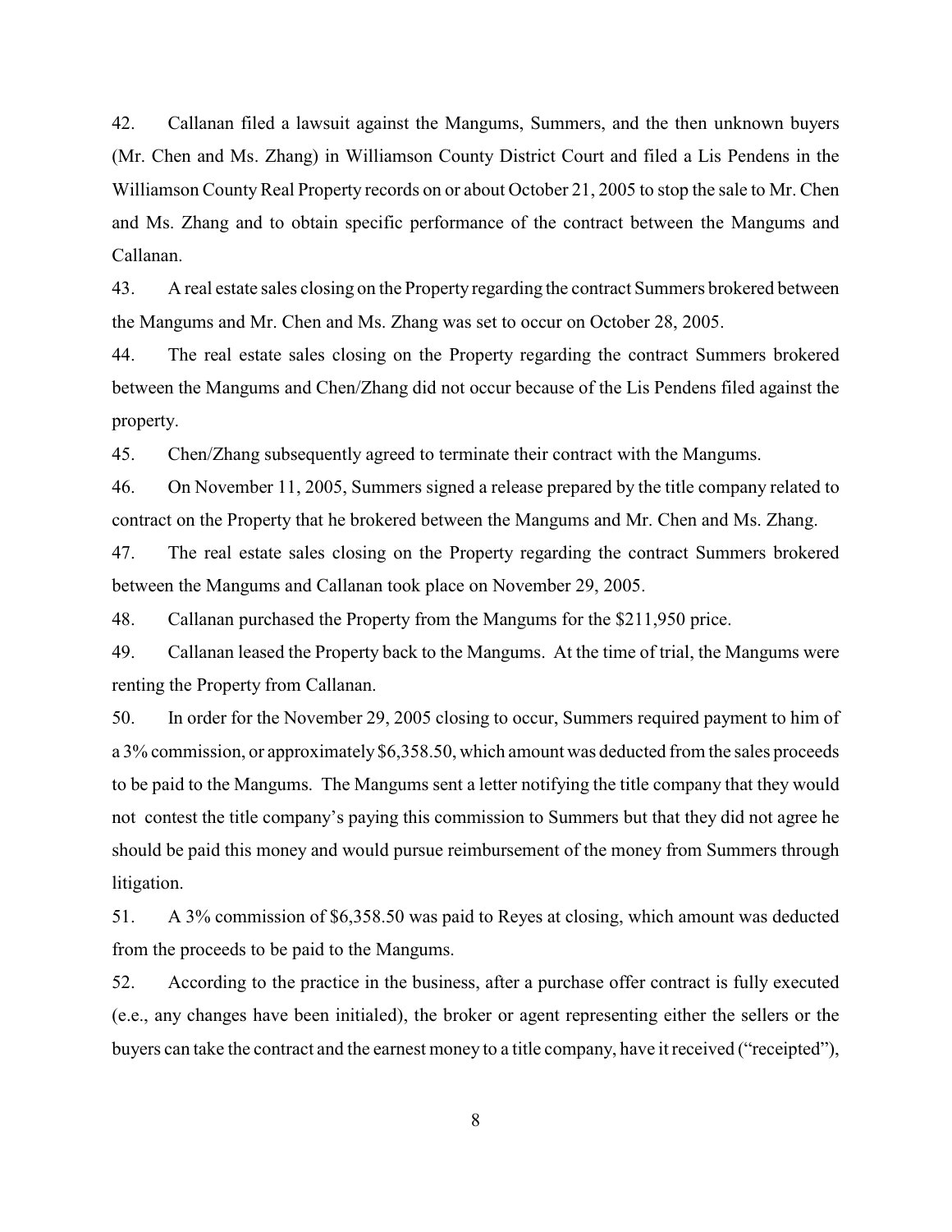42. Callanan filed a lawsuit against the Mangums, Summers, and the then unknown buyers (Mr. Chen and Ms. Zhang) in Williamson County District Court and filed a Lis Pendens in the Williamson County Real Property records on or about October 21, 2005 to stop the sale to Mr. Chen and Ms. Zhang and to obtain specific performance of the contract between the Mangums and Callanan.

43. A real estate sales closing on the Property regarding the contract Summers brokered between the Mangums and Mr. Chen and Ms. Zhang was set to occur on October 28, 2005.

44. The real estate sales closing on the Property regarding the contract Summers brokered between the Mangums and Chen/Zhang did not occur because of the Lis Pendens filed against the property.

45. Chen/Zhang subsequently agreed to terminate their contract with the Mangums.

46. On November 11, 2005, Summers signed a release prepared by the title company related to contract on the Property that he brokered between the Mangums and Mr. Chen and Ms. Zhang.

47. The real estate sales closing on the Property regarding the contract Summers brokered between the Mangums and Callanan took place on November 29, 2005.

48. Callanan purchased the Property from the Mangums for the $211,950 price.

49. Callanan leased the Property back to the Mangums. At the time of trial, the Mangums were renting the Property from Callanan.

50. In order for the November 29, 2005 closing to occur, Summers required payment to him of a 3% commission, or approximately $6,358.50, which amount was deducted from the sales proceeds to be paid to the Mangums. The Mangums sent a letter notifying the title company that they would not contest the title company's paying this commission to Summers but that they did not agree he should be paid this money and would pursue reimbursement of the money from Summers through litigation.

51. A 3% commission of $6,358.50 was paid to Reyes at closing, which amount was deducted from the proceeds to be paid to the Mangums.

52. According to the practice in the business, after a purchase offer contract is fully executed (e.g., any changes have been initialed), the broker or agent representing either the sellers or the buyers can take the contract and the earnest money to a title company, have it received ("receipted"),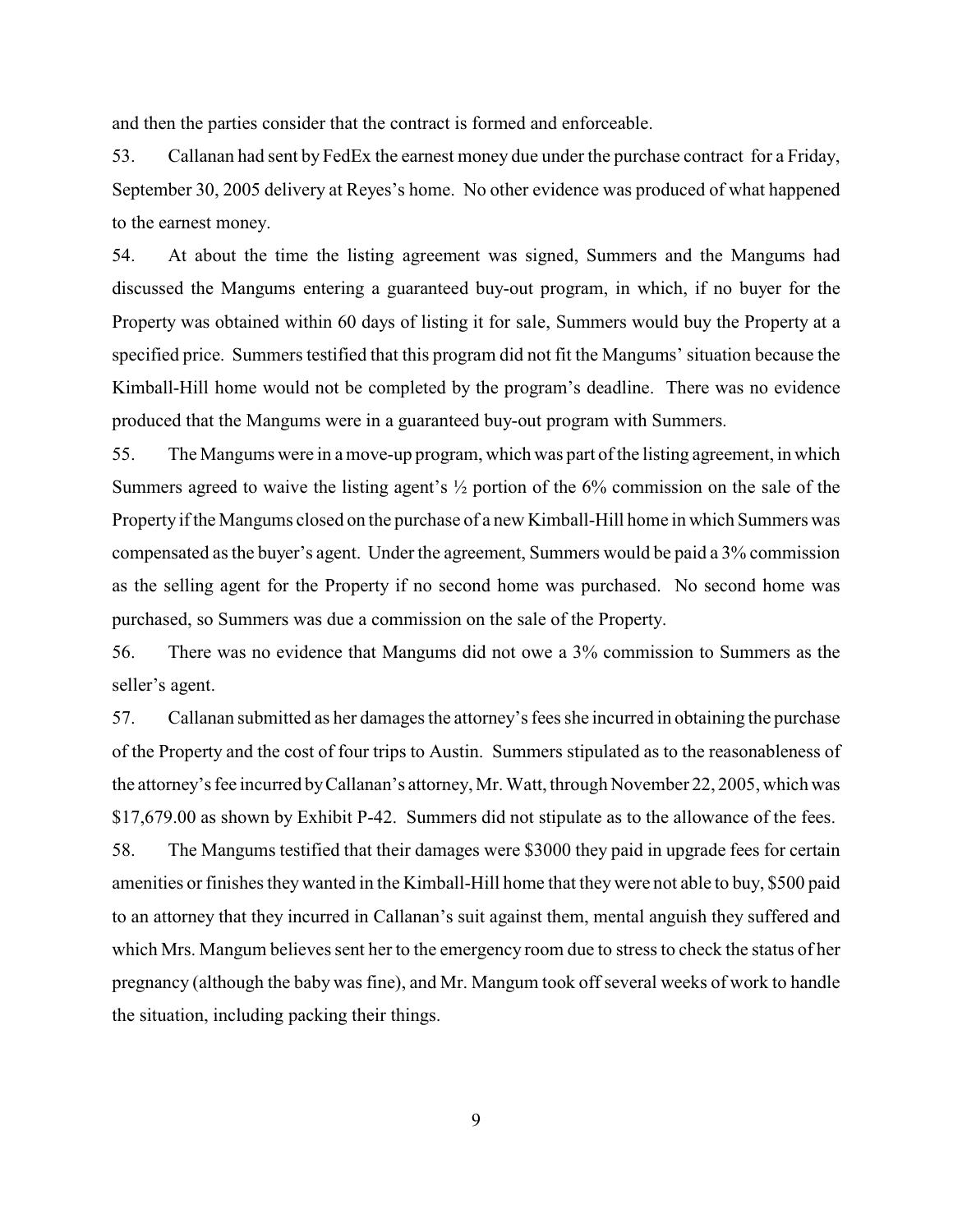and then the parties consider that the contract is formed and enforceable.

53. Callanan had sent by FedEx the earnest money due under the purchase contract for a Friday, September 30, 2005 delivery at Reyes's home. No other evidence was produced of what happened to the earnest money.

54. At about the time the listing agreement was signed, Summers and the Mangums had discussed the Mangums entering a guaranteed buy-out program, in which, if no buyer for the Property was obtained within 60 days of listing it for sale, Summers would buy the Property at a specified price. Summers testified that this program did not fit the Mangums' situation because the Kimball-Hill home would not be completed by the program's deadline. There was no evidence produced that the Mangums were in a guaranteed buy-out program with Summers.

55. The Mangums were in a move-up program, which was part of the listing agreement, in which Summers agreed to waive the listing agent's ½ portion of the 6% commission on the sale of the Property if the Mangums closed on the purchase of a new Kimball-Hill home in which Summers was compensated as the buyer's agent. Under the agreement, Summers would be paid a 3% commission as the selling agent for the Property if no second home was purchased. No second home was purchased, so Summers was due a commission on the sale of the Property.

56. There was no evidence that Mangums did not owe a 3% commission to Summers as the seller's agent.

57. Callanan submitted as her damages the attorney's fees she incurred in obtaining the purchase of the Property and the cost of four trips to Austin. Summers stipulated as to the reasonableness of the attorney's fee incurred by Callanan's attorney, Mr. Watt, through November 22, 2005, which was $17,679.00 as shown by Exhibit P-42. Summers did not stipulate as to the allowance of the fees.

58. The Mangums testified that their damages were $3000 they paid in upgrade fees for certain amenities or finishes they wanted in the Kimball-Hill home that they were not able to buy, $500 paid to an attorney that they incurred in Callanan's suit against them, mental anguish they suffered and which Mrs. Mangum believes sent her to the emergency room due to stress to check the status of her pregnancy (although the baby was fine), and Mr. Mangum took off several weeks of work to handle the situation, including packing their things.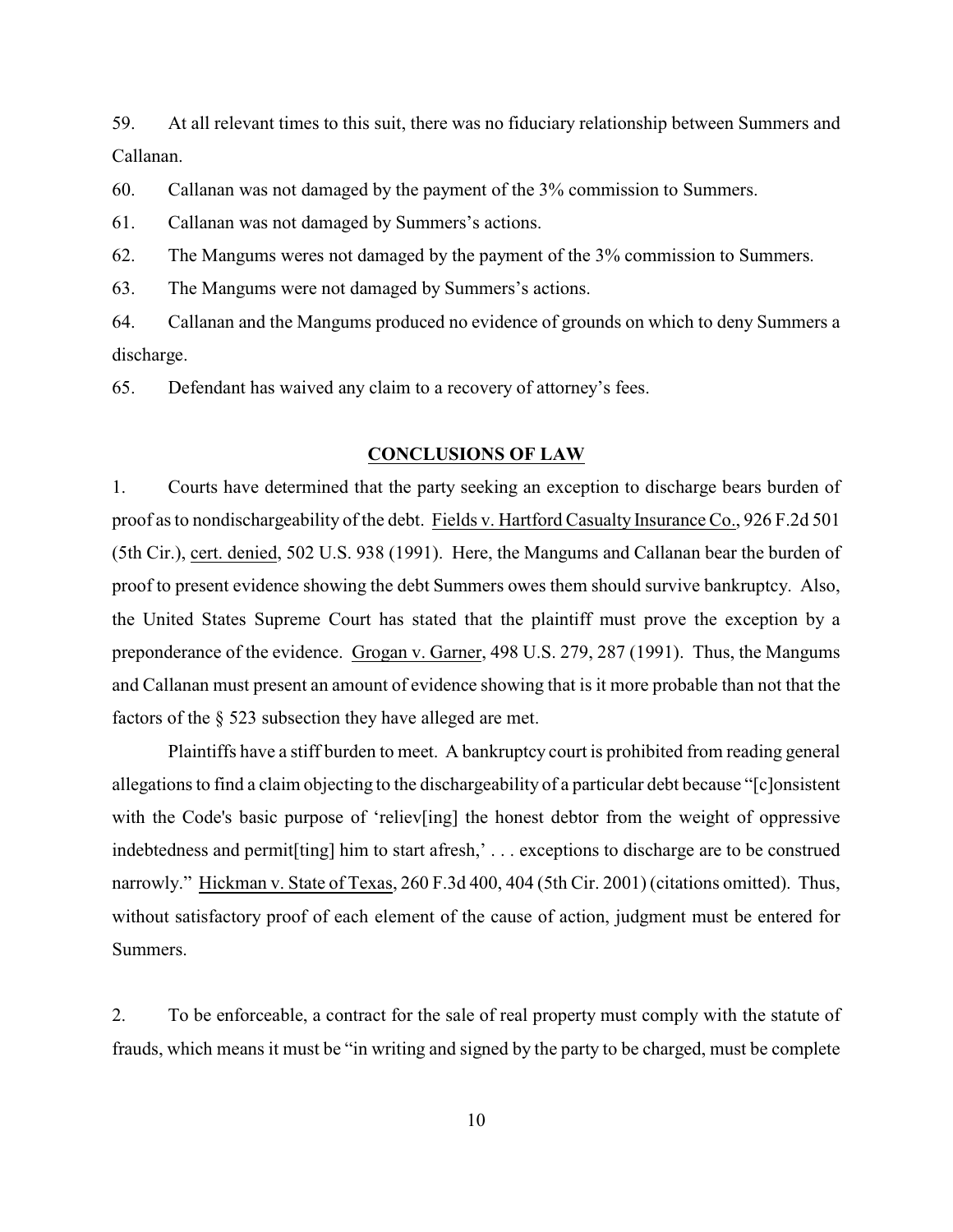59. At all relevant times to this suit, there was no fiduciary relationship between Summers and Callanan.

60. Callanan was not damaged by the payment of the 3% commission to Summers.

61. Callanan was not damaged by Summers's actions.

62. The Mangums weres not damaged by the payment of the 3% commission to Summers.

63. The Mangums were not damaged by Summers's actions.

64. Callanan and the Mangums produced no evidence of grounds on which to deny Summers a discharge.

65. Defendant has waived any claim to a recovery of attorney's fees.

## CONCLUSIONS OF LAW

1. Courts have determined that the party seeking an exception to discharge bears burden of proof as to nondischargeability of the debt. Fields v. Hartford Casualty Insurance Co., 926 F.2d 501 (5th Cir.), cert. denied, 502 U.S. 938 (1991). Here, the Mangums and Callanan bear the burden of proof to present evidence showing the debt Summers owes them should survive bankruptcy. Also, the United States Supreme Court has stated that the plaintiff must prove the exception by a preponderance of the evidence. Grogan v. Garner, 498 U.S. 279, 287 (1991). Thus, the Mangums and Callanan must present an amount of evidence showing that is it more probable than not that the factors of the § 523 subsection they have alleged are met.

Plaintiffs have a stiff burden to meet. A bankruptcy court is prohibited from reading general allegations to find a claim objecting to the dischargeability of a particular debt because "[c]onsistent with the Code's basic purpose of 'reliev[ing] the honest debtor from the weight of oppressive indebtedness and permit[ting] him to start afresh,' . . . exceptions to discharge are to be construed narrowly." Hickman v. State of Texas, 260 F.3d 400, 404 (5th Cir. 2001) (citations omitted). Thus, without satisfactory proof of each element of the cause of action, judgment must be entered for Summers.

2. To be enforceable, a contract for the sale of real property must comply with the statute of frauds, which means it must be "in writing and signed by the party to be charged, must be complete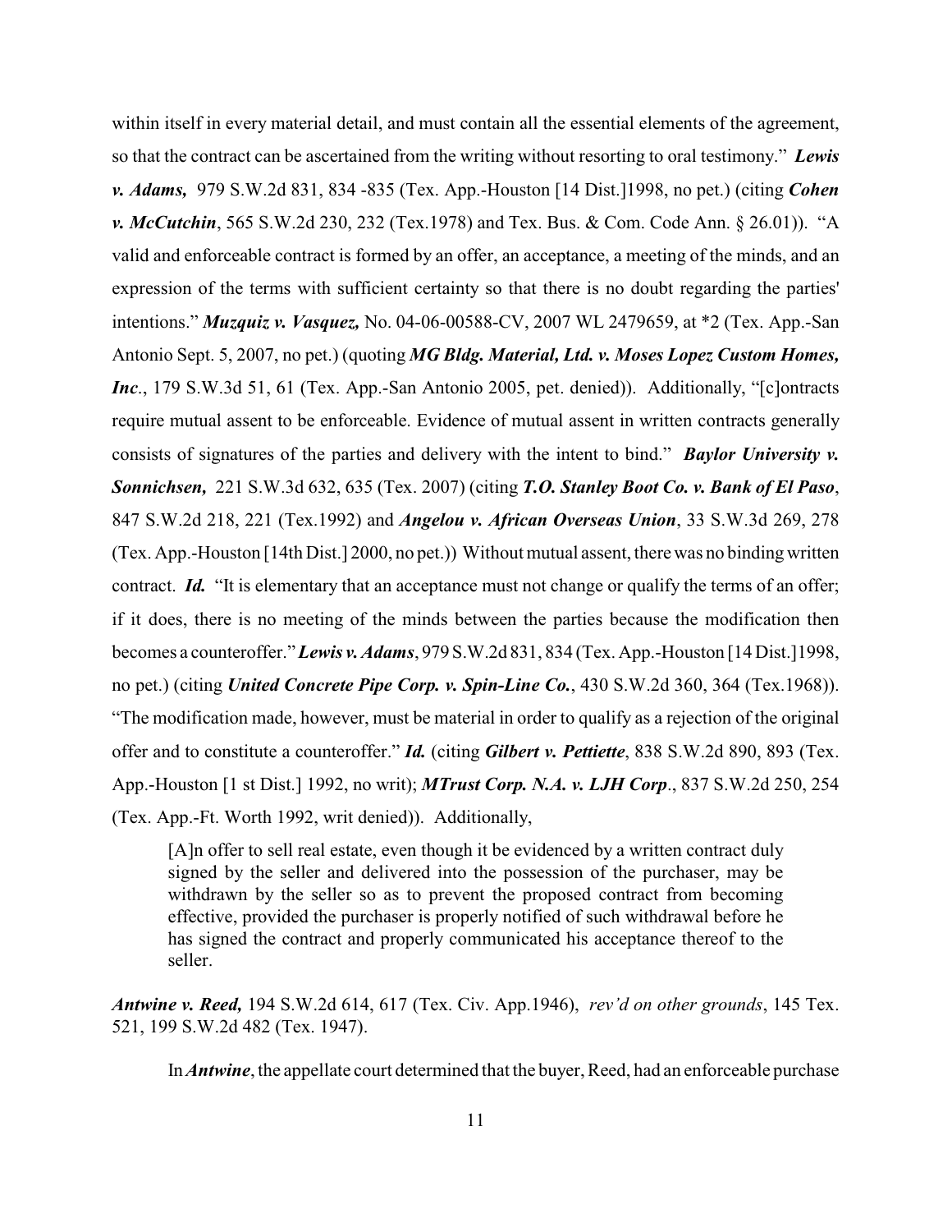within itself in every material detail, and must contain all the essential elements of the agreement, so that the contract can be ascertained from the writing without resorting to oral testimony." ***Lewis v. Adams,*** 979 S.W.2d 831, 834 -835 (Tex. App.-Houston [14 Dist.]1998, no pet.) (citing ***Cohen v. McCutchin***, 565 S.W.2d 230, 232 (Tex.1978) and Tex. Bus. & Com. Code Ann. § 26.01)). "A valid and enforceable contract is formed by an offer, an acceptance, a meeting of the minds, and an expression of the terms with sufficient certainty so that there is no doubt regarding the parties' intentions." ***Muzquiz v. Vasquez,*** No. 04-06-00588-CV, 2007 WL 2479659, at *2 (Tex. App.-San Antonio Sept. 5, 2007, no pet.) (quoting ***MG Bldg. Material, Ltd. v. Moses Lopez Custom Homes, Inc***., 179 S.W.3d 51, 61 (Tex. App.-San Antonio 2005, pet. denied)). Additionally, "[c]ontracts require mutual assent to be enforceable. Evidence of mutual assent in written contracts generally consists of signatures of the parties and delivery with the intent to bind." ***Baylor University v. Sonnichsen,*** 221 S.W.3d 632, 635 (Tex. 2007) (citing ***T.O. Stanley Boot Co. v. Bank of El Paso***, 847 S.W.2d 218, 221 (Tex.1992) and ***Angelou v. African Overseas Union***, 33 S.W.3d 269, 278 (Tex. App.-Houston [14th Dist.] 2000, no pet.)) Without mutual assent, there was no binding written contract. ***Id.*** "It is elementary that an acceptance must not change or qualify the terms of an offer; if it does, there is no meeting of the minds between the parties because the modification then becomes a counteroffer." ***Lewis v. Adams***, 979 S.W.2d 831, 834 (Tex. App.-Houston [14 Dist.]1998, no pet.) (citing ***United Concrete Pipe Corp. v. Spin-Line Co.***, 430 S.W.2d 360, 364 (Tex.1968)). "The modification made, however, must be material in order to qualify as a rejection of the original offer and to constitute a counteroffer." ***Id.*** (citing ***Gilbert v. Pettiette***, 838 S.W.2d 890, 893 (Tex. App.-Houston [1 st Dist.] 1992, no writ); ***MTrust Corp. N.A. v. LJH Corp***., 837 S.W.2d 250, 254 (Tex. App.-Ft. Worth 1992, writ denied)). Additionally,

> [A]n offer to sell real estate, even though it be evidenced by a written contract duly signed by the seller and delivered into the possession of the purchaser, may be withdrawn by the seller so as to prevent the proposed contract from becoming effective, provided the purchaser is properly notified of such withdrawal before he has signed the contract and properly communicated his acceptance thereof to the seller.

***Antwine v. Reed,*** 194 S.W.2d 614, 617 (Tex. Civ. App.1946), *rev'd on other grounds*, 145 Tex. 521, 199 S.W.2d 482 (Tex. 1947).

In ***Antwine***, the appellate court determined that the buyer, Reed, had an enforceable purchase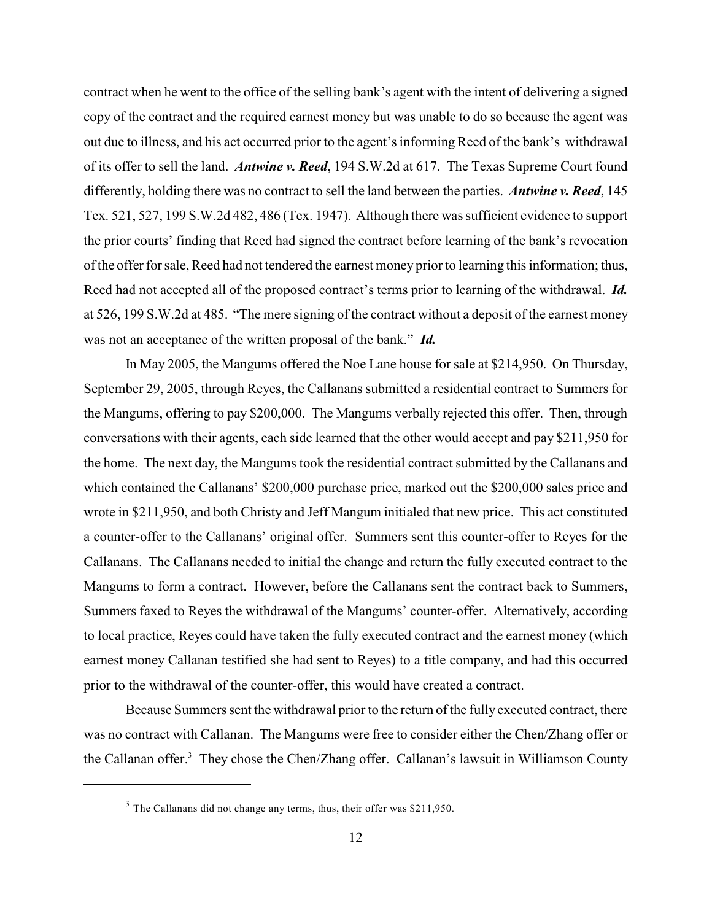contract when he went to the office of the selling bank's agent with the intent of delivering a signed copy of the contract and the required earnest money but was unable to do so because the agent was out due to illness, and his act occurred prior to the agent's informing Reed of the bank's withdrawal of its offer to sell the land. ***Antwine v. Reed***, 194 S.W.2d at 617. The Texas Supreme Court found differently, holding there was no contract to sell the land between the parties. ***Antwine v. Reed***, 145 Tex. 521, 527, 199 S.W.2d 482, 486 (Tex. 1947). Although there was sufficient evidence to support the prior courts' finding that Reed had signed the contract before learning of the bank's revocation of the offer for sale, Reed had not tendered the earnest money prior to learning this information; thus, Reed had not accepted all of the proposed contract's terms prior to learning of the withdrawal. ***Id.*** at 526, 199 S.W.2d at 485. "The mere signing of the contract without a deposit of the earnest money was not an acceptance of the written proposal of the bank." ***Id.***

In May 2005, the Mangums offered the Noe Lane house for sale at $214,950. On Thursday, September 29, 2005, through Reyes, the Callanans submitted a residential contract to Summers for the Mangums, offering to pay $200,000. The Mangums verbally rejected this offer. Then, through conversations with their agents, each side learned that the other would accept and pay $211,950 for the home. The next day, the Mangums took the residential contract submitted by the Callanans and which contained the Callanans' $200,000 purchase price, marked out the $200,000 sales price and wrote in $211,950, and both Christy and Jeff Mangum initialed that new price. This act constituted a counter-offer to the Callanans' original offer. Summers sent this counter-offer to Reyes for the Callanans. The Callanans needed to initial the change and return the fully executed contract to the Mangums to form a contract. However, before the Callanans sent the contract back to Summers, Summers faxed to Reyes the withdrawal of the Mangums' counter-offer. Alternatively, according to local practice, Reyes could have taken the fully executed contract and the earnest money (which earnest money Callanan testified she had sent to Reyes) to a title company, and had this occurred prior to the withdrawal of the counter-offer, this would have created a contract.

Because Summers sent the withdrawal prior to the return of the fully executed contract, there was no contract with Callanan. The Mangums were free to consider either the Chen/Zhang offer or the Callanan offer.[3] They chose the Chen/Zhang offer. Callanan's lawsuit in Williamson County

[3] The Callanans did not change any terms, thus, their offer was $211,950.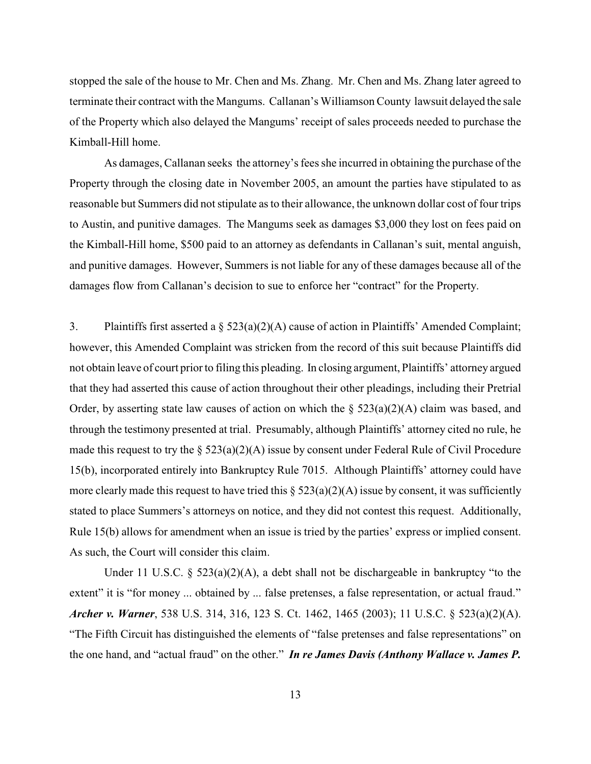stopped the sale of the house to Mr. Chen and Ms. Zhang. Mr. Chen and Ms. Zhang later agreed to terminate their contract with the Mangums. Callanan's Williamson County lawsuit delayed the sale of the Property which also delayed the Mangums' receipt of sales proceeds needed to purchase the Kimball-Hill home.

As damages, Callanan seeks the attorney's fees she incurred in obtaining the purchase of the Property through the closing date in November 2005, an amount the parties have stipulated to as reasonable but Summers did not stipulate as to their allowance, the unknown dollar cost of four trips to Austin, and punitive damages. The Mangums seek as damages $3,000 they lost on fees paid on the Kimball-Hill home, $500 paid to an attorney as defendants in Callanan's suit, mental anguish, and punitive damages. However, Summers is not liable for any of these damages because all of the damages flow from Callanan's decision to sue to enforce her "contract" for the Property.

3. Plaintiffs first asserted a § 523(a)(2)(A) cause of action in Plaintiffs' Amended Complaint; however, this Amended Complaint was stricken from the record of this suit because Plaintiffs did not obtain leave of court prior to filing this pleading. In closing argument, Plaintiffs' attorney argued that they had asserted this cause of action throughout their other pleadings, including their Pretrial Order, by asserting state law causes of action on which the § 523(a)(2)(A) claim was based, and through the testimony presented at trial. Presumably, although Plaintiffs' attorney cited no rule, he made this request to try the § 523(a)(2)(A) issue by consent under Federal Rule of Civil Procedure 15(b), incorporated entirely into Bankruptcy Rule 7015. Although Plaintiffs' attorney could have more clearly made this request to have tried this § 523(a)(2)(A) issue by consent, it was sufficiently stated to place Summers's attorneys on notice, and they did not contest this request. Additionally, Rule 15(b) allows for amendment when an issue is tried by the parties' express or implied consent. As such, the Court will consider this claim.

Under 11 U.S.C. § 523(a)(2)(A), a debt shall not be dischargeable in bankruptcy "to the extent" it is "for money ... obtained by ... false pretenses, a false representation, or actual fraud." ***Archer v. Warner***, 538 U.S. 314, 316, 123 S. Ct. 1462, 1465 (2003); 11 U.S.C. § 523(a)(2)(A). "The Fifth Circuit has distinguished the elements of "false pretenses and false representations" on the one hand, and "actual fraud" on the other." ***In re James Davis (Anthony Wallace v. James P.***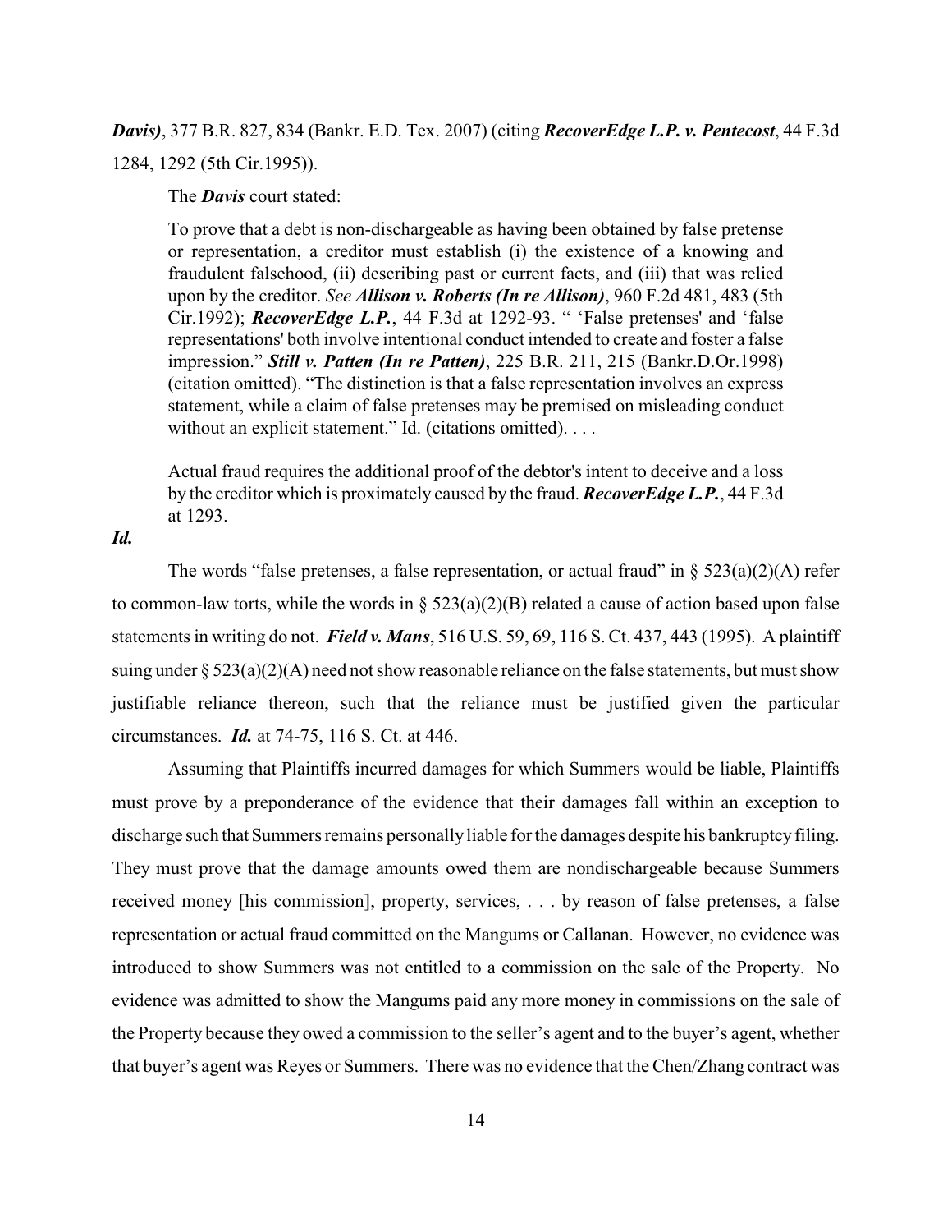***Davis)***, 377 B.R. 827, 834 (Bankr. E.D. Tex. 2007) (citing ***RecoverEdge L.P. v. Pentecost***, 44 F.3d 1284, 1292 (5th Cir.1995)).

The ***Davis*** court stated:

> To prove that a debt is non-dischargeable as having been obtained by false pretense or representation, a creditor must establish (i) the existence of a knowing and fraudulent falsehood, (ii) describing past or current facts, and (iii) that was relied upon by the creditor. *See* ***Allison v. Roberts (In re Allison)***, 960 F.2d 481, 483 (5th Cir.1992); ***RecoverEdge L.P.***, 44 F.3d at 1292-93. " 'False pretenses' and 'false representations' both involve intentional conduct intended to create and foster a false impression." ***Still v. Patten (In re Patten)***, 225 B.R. 211, 215 (Bankr.D.Or.1998) (citation omitted). "The distinction is that a false representation involves an express statement, while a claim of false pretenses may be premised on misleading conduct without an explicit statement." Id. (citations omitted). . . .
>
> Actual fraud requires the additional proof of the debtor's intent to deceive and a loss by the creditor which is proximately caused by the fraud. ***RecoverEdge L.P.***, 44 F.3d at 1293.

***Id.***

The words "false pretenses, a false representation, or actual fraud" in § 523(a)(2)(A) refer to common-law torts, while the words in § 523(a)(2)(B) related a cause of action based upon false statements in writing do not. ***Field v. Mans***, 516 U.S. 59, 69, 116 S. Ct. 437, 443 (1995). A plaintiff suing under § 523(a)(2)(A) need not show reasonable reliance on the false statements, but must show justifiable reliance thereon, such that the reliance must be justified given the particular circumstances. ***Id.*** at 74-75, 116 S. Ct. at 446.

Assuming that Plaintiffs incurred damages for which Summers would be liable, Plaintiffs must prove by a preponderance of the evidence that their damages fall within an exception to discharge such that Summers remains personally liable for the damages despite his bankruptcy filing. They must prove that the damage amounts owed them are nondischargeable because Summers received money [his commission], property, services, . . . by reason of false pretenses, a false representation or actual fraud committed on the Mangums or Callanan. However, no evidence was introduced to show Summers was not entitled to a commission on the sale of the Property. No evidence was admitted to show the Mangums paid any more money in commissions on the sale of the Property because they owed a commission to the seller's agent and to the buyer's agent, whether that buyer's agent was Reyes or Summers. There was no evidence that the Chen/Zhang contract was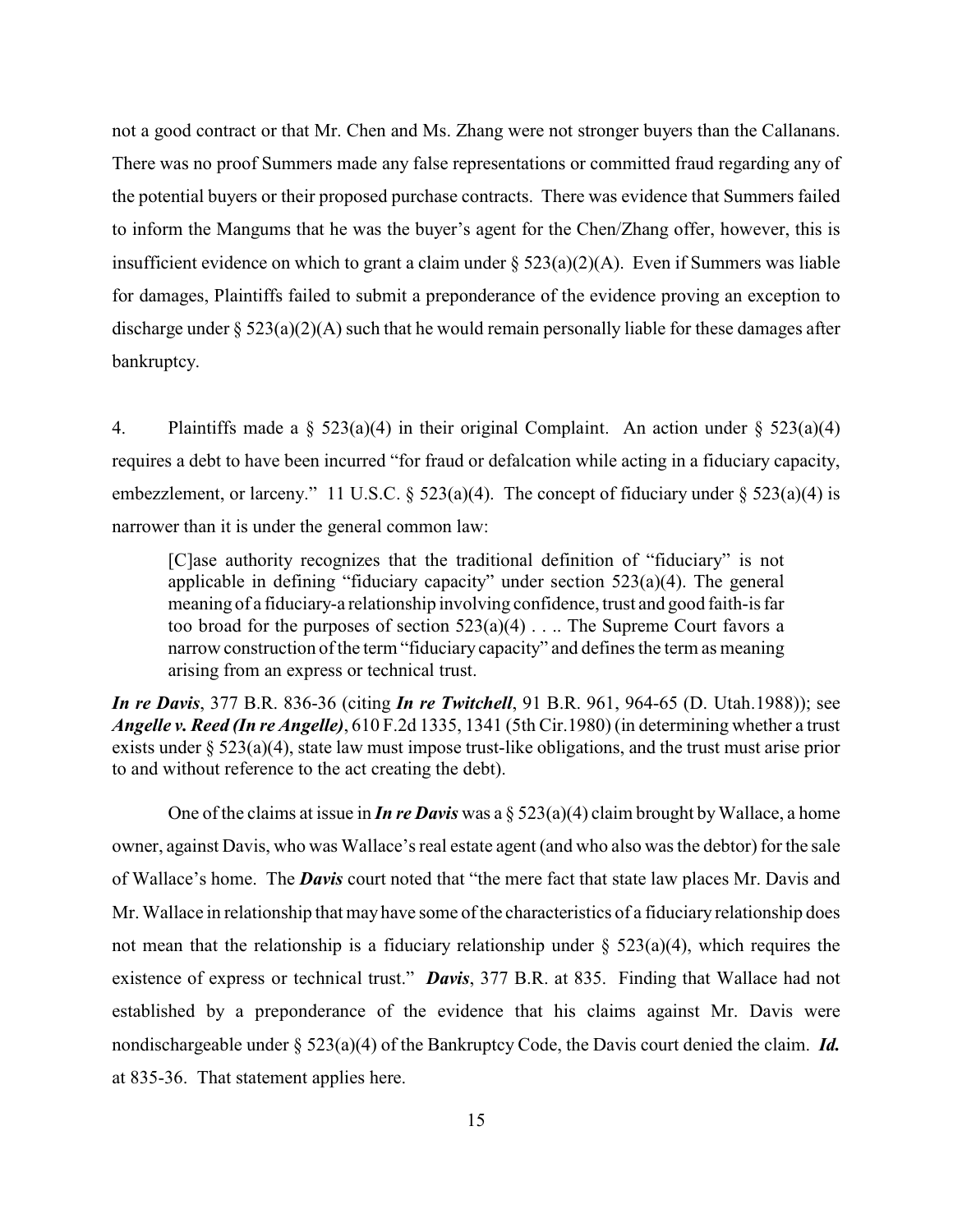not a good contract or that Mr. Chen and Ms. Zhang were not stronger buyers than the Callanans. There was no proof Summers made any false representations or committed fraud regarding any of the potential buyers or their proposed purchase contracts. There was evidence that Summers failed to inform the Mangums that he was the buyer's agent for the Chen/Zhang offer, however, this is insufficient evidence on which to grant a claim under § 523(a)(2)(A). Even if Summers was liable for damages, Plaintiffs failed to submit a preponderance of the evidence proving an exception to discharge under § 523(a)(2)(A) such that he would remain personally liable for these damages after bankruptcy.

4. Plaintiffs made a § 523(a)(4) in their original Complaint. An action under § 523(a)(4) requires a debt to have been incurred "for fraud or defalcation while acting in a fiduciary capacity, embezzlement, or larceny." 11 U.S.C. § 523(a)(4). The concept of fiduciary under § 523(a)(4) is narrower than it is under the general common law:

> [C]ase authority recognizes that the traditional definition of "fiduciary" is not applicable in defining "fiduciary capacity" under section 523(a)(4). The general meaning of a fiduciary-a relationship involving confidence, trust and good faith-is far too broad for the purposes of section 523(a)(4) . . .. The Supreme Court favors a narrow construction of the term "fiduciary capacity" and defines the term as meaning arising from an express or technical trust.

***In re Davis***, 377 B.R. 836-36 (citing ***In re Twitchell***, 91 B.R. 961, 964-65 (D. Utah.1988)); see ***Angelle v. Reed (In re Angelle)***, 610 F.2d 1335, 1341 (5th Cir.1980) (in determining whether a trust exists under § 523(a)(4), state law must impose trust-like obligations, and the trust must arise prior to and without reference to the act creating the debt).

One of the claims at issue in ***In re Davis*** was a § 523(a)(4) claim brought by Wallace, a home owner, against Davis, who was Wallace's real estate agent (and who also was the debtor) for the sale of Wallace's home. The ***Davis*** court noted that "the mere fact that state law places Mr. Davis and Mr. Wallace in relationship that may have some of the characteristics of a fiduciary relationship does not mean that the relationship is a fiduciary relationship under § 523(a)(4), which requires the existence of express or technical trust." ***Davis***, 377 B.R. at 835. Finding that Wallace had not established by a preponderance of the evidence that his claims against Mr. Davis were nondischargeable under § 523(a)(4) of the Bankruptcy Code, the Davis court denied the claim. ***Id.*** at 835-36. That statement applies here.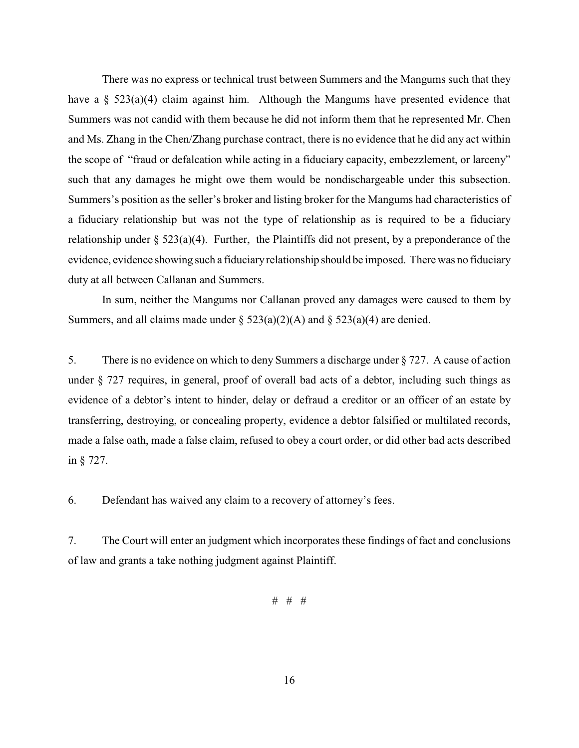There was no express or technical trust between Summers and the Mangums such that they have a § 523(a)(4) claim against him. Although the Mangums have presented evidence that Summers was not candid with them because he did not inform them that he represented Mr. Chen and Ms. Zhang in the Chen/Zhang purchase contract, there is no evidence that he did any act within the scope of "fraud or defalcation while acting in a fiduciary capacity, embezzlement, or larceny" such that any damages he might owe them would be nondischargeable under this subsection. Summers's position as the seller's broker and listing broker for the Mangums had characteristics of a fiduciary relationship but was not the type of relationship as is required to be a fiduciary relationship under § 523(a)(4). Further, the Plaintiffs did not present, by a preponderance of the evidence, evidence showing such a fiduciary relationship should be imposed. There was no fiduciary duty at all between Callanan and Summers.

In sum, neither the Mangums nor Callanan proved any damages were caused to them by Summers, and all claims made under § 523(a)(2)(A) and § 523(a)(4) are denied.

5. There is no evidence on which to deny Summers a discharge under § 727. A cause of action under § 727 requires, in general, proof of overall bad acts of a debtor, including such things as evidence of a debtor's intent to hinder, delay or defraud a creditor or an officer of an estate by transferring, destroying, or concealing property, evidence a debtor falsified or multilated records, made a false oath, made a false claim, refused to obey a court order, or did other bad acts described in § 727.

6. Defendant has waived any claim to a recovery of attorney's fees.

7. The Court will enter an judgment which incorporates these findings of fact and conclusions of law and grants a take nothing judgment against Plaintiff.

# # #